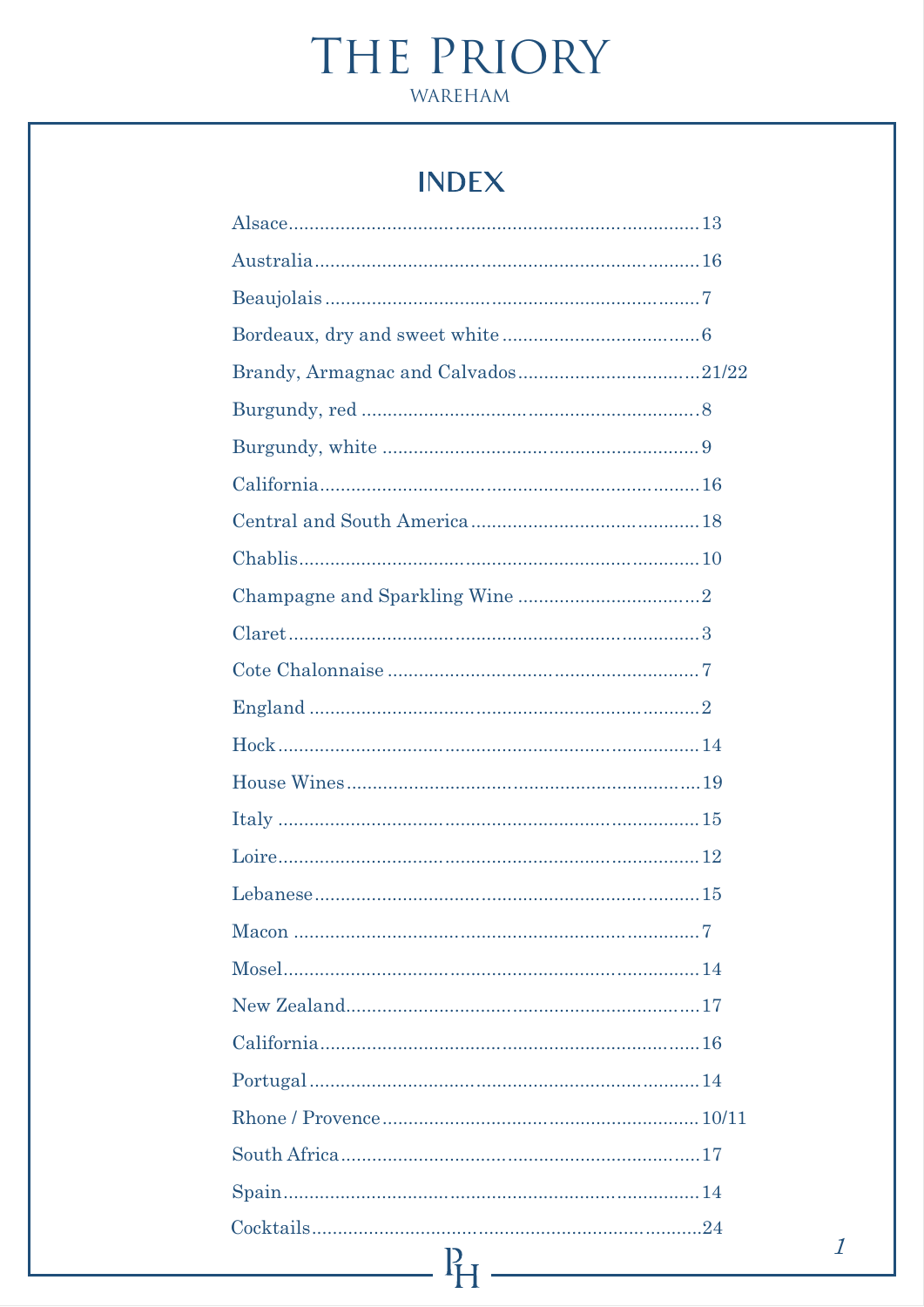# The Priory

WAREHAM

## INDEX

| Section | Page |
|---|---|
| Alsace | 13 |
| Australia | 16 |
| Beaujolais | 7 |
| Bordeaux, dry and sweet white | 6 |
| Brandy, Armagnac and Calvados | 21/22 |
| Burgundy, red | 8 |
| Burgundy, white | 9 |
| California | 16 |
| Central and South America | 18 |
| Chablis | 10 |
| Champagne and Sparkling Wine | 2 |
| Claret | 3 |
| Cote Chalonnaise | 7 |
| England | 2 |
| Hock | 14 |
| House Wines | 19 |
| Italy | 15 |
| Loire | 12 |
| Lebanese | 15 |
| Macon | 7 |
| Mosel | 14 |
| New Zealand | 17 |
| California | 16 |
| Portugal | 14 |
| Rhone / Provence | 10/11 |
| South Africa | 17 |
| Spain | 14 |
| Cocktails | 24 |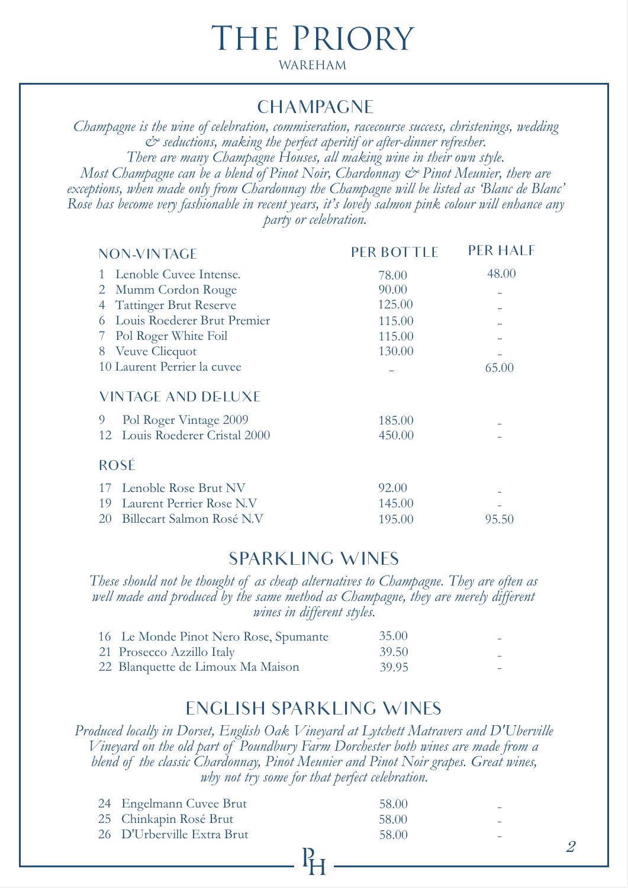# The Priory

WAREHAM

## CHAMPAGNE

*Champagne is the wine of celebration, commiseration, racecourse success, christenings, wedding & seductions, making the perfect aperitif or after-dinner refresher.*
*There are many Champagne Houses, all making wine in their own style.*
*Most Champagne can be a blend of Pinot Noir, Chardonnay & Pinot Meunier, there are exceptions, when made only from Chardonnay the Champagne will be listed as 'Blanc de Blanc' Rose has become very fashionable in recent years, it's lovely salmon pink colour will enhance any party or celebration.*

| NON-VINTAGE | PER BOTTLE | PER HALF |
|---|---|---|
| 1 Lenoble Cuvee Intense. | 78.00 | 48.00 |
| 2 Mumm Cordon Rouge | 90.00 | - |
| 4 Tattinger Brut Reserve | 125.00 | - |
| 6 Louis Roederer Brut Premier | 115.00 | - |
| 7 Pol Roger White Foil | 115.00 | - |
| 8 Veuve Clicquot | 130.00 | - |
| 10 Laurent Perrier la cuvee | - | 65.00 |
| **VINTAGE AND DE-LUXE** | | |
| 9 Pol Roger Vintage 2009 | 185.00 | - |
| 12 Louis Roederer Cristal 2000 | 450.00 | - |
| **ROSÉ** | | |
| 17 Lenoble Rose Brut NV | 92.00 | - |
| 19 Laurent Perrier Rose N.V | 145.00 | - |
| 20 Billecart Salmon Rosé N.V | 195.00 | 95.50 |

## SPARKLING WINES

*These should not be thought of as cheap alternatives to Champagne. They are often as well made and produced by the same method as Champagne, they are merely different wines in different styles.*

| | | |
|---|---|---|
| 16 Le Monde Pinot Nero Rose, Spumante | 35.00 | - |
| 21 Prosecco Azzillo Italy | 39.50 | - |
| 22 Blanquette de Limoux Ma Maison | 39.95 | - |

## ENGLISH SPARKLING WINES

*Produced locally in Dorset, English Oak Vineyard at Lytchett Matravers and D'Uberville Vineyard on the old part of Poundbury Farm Dorchester both wines are made from a blend of the classic Chardonnay, Pinot Meunier and Pinot Noir grapes. Great wines, why not try some for that perfect celebration.*

| | | |
|---|---|---|
| 24 Engelmann Cuvee Brut | 58.00 | - |
| 25 Chinkapin Rosé Brut | 58.00 | - |
| 26 D'Urberville Extra Brut | 58.00 | - |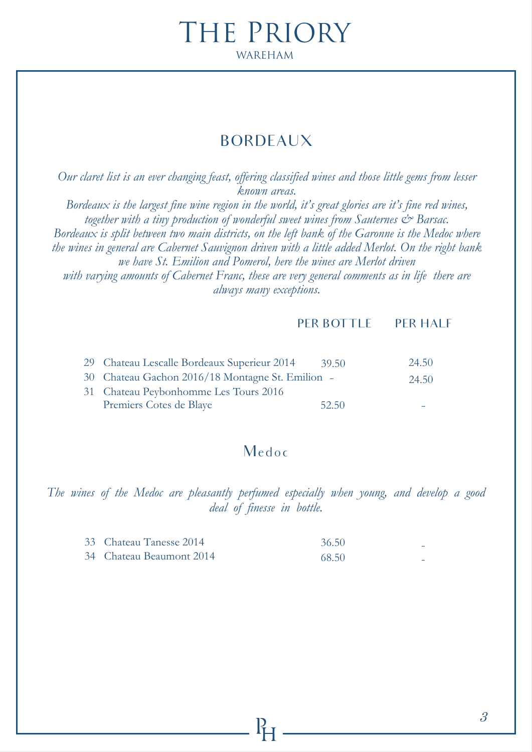# THE PRIORY

WAREHAM

## BORDEAUX

*Our claret list is an ever changing feast, offering classified wines and those little gems from lesser known areas.*
*Bordeaux is the largest fine wine region in the world, it's great glories are it's fine red wines, together with a tiny production of wonderful sweet wines from Sauternes & Barsac.*
*Bordeaux is split between two main districts, on the left bank of the Garonne is the Medoc where the wines in general are Cabernet Sauvignon driven with a little added Merlot. On the right bank we have St. Emilion and Pomerol, here the wines are Merlot driven with varying amounts of Cabernet Franc, these are very general comments as in life there are always many exceptions.*

| | | PER BOTTLE | PER HALF |
|---|---|---|---|
| 29 | Chateau Lescalle Bordeaux Superieur 2014 | 39.50 | 24.50 |
| 30 | Chateau Gachon 2016/18 Montagne St. Emilion | - | 24.50 |
| 31 | Chateau Peybonhomme Les Tours 2016 Premiers Cotes de Blaye | 52.50 | - |

## Medoc

*The wines of the Medoc are pleasantly perfumed especially when young, and develop a good deal of finesse in bottle.*

| | | PER BOTTLE | PER HALF |
|---|---|---|---|
| 33 | Chateau Tanesse 2014 | 36.50 | - |
| 34 | Chateau Beaumont 2014 | 68.50 | - |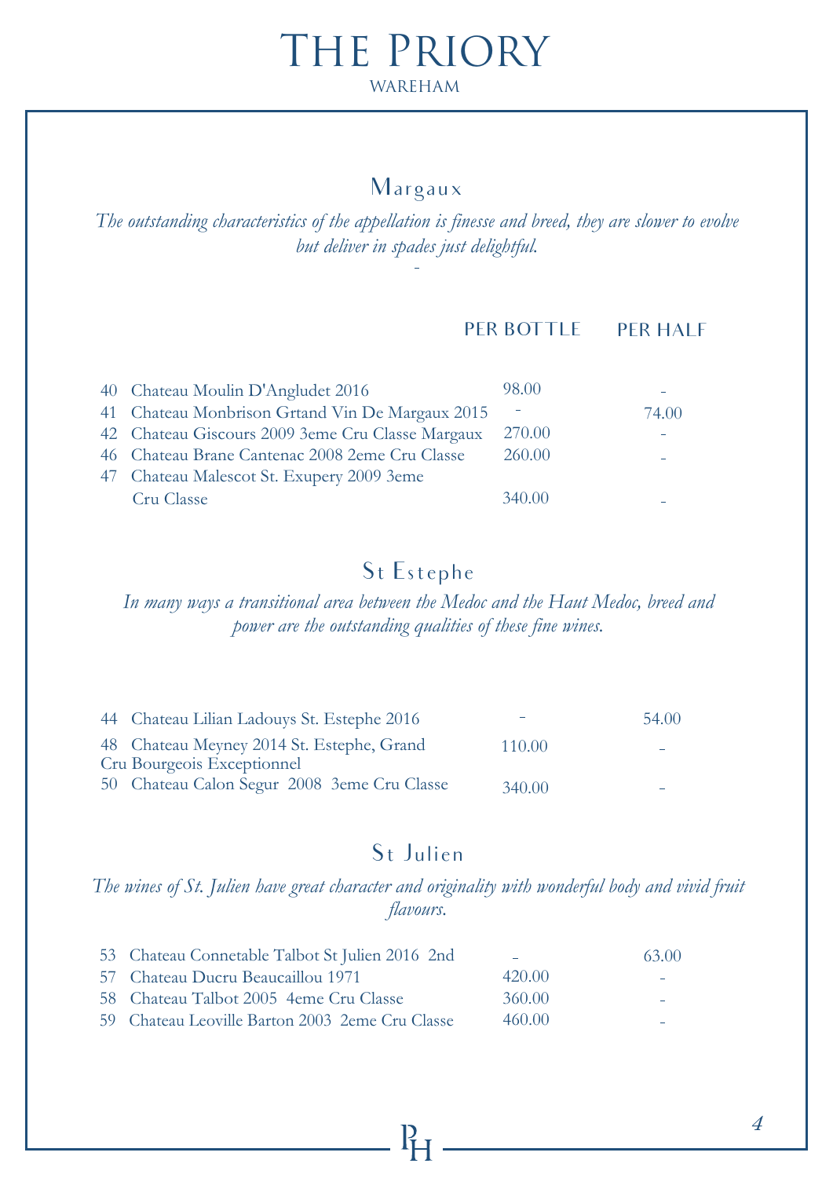# The Priory

WAREHAM

## Margaux

*The outstanding characteristics of the appellation is finesse and breed, they are slower to evolve but deliver in spades just delightful.*

-

| | | PER BOTTLE | PER HALF |
|---|---|---|---|
| 40 | Chateau Moulin D'Angludet 2016 | 98.00 | - |
| 41 | Chateau Monbrison Grtand Vin De Margaux 2015 | - | 74.00 |
| 42 | Chateau Giscours 2009 3eme Cru Classe Margaux | 270.00 | - |
| 46 | Chateau Brane Cantenac 2008 2eme Cru Classe | 260.00 | - |
| 47 | Chateau Malescot St. Exupery 2009 3eme Cru Classe | 340.00 | - |

## St Estephe

*In many ways a transitional area between the Medoc and the Haut Medoc, breed and power are the outstanding qualities of these fine wines.*

| | | PER BOTTLE | PER HALF |
|---|---|---|---|
| 44 | Chateau Lilian Ladouys St. Estephe 2016 | - | 54.00 |
| 48 | Chateau Meyney 2014 St. Estephe, Grand Cru Bourgeois Exceptionnel | 110.00 | - |
| 50 | Chateau Calon Segur 2008 3eme Cru Classe | 340.00 | - |

## St Julien

*The wines of St. Julien have great character and originality with wonderful body and vivid fruit flavours.*

| | | PER BOTTLE | PER HALF |
|---|---|---|---|
| 53 | Chateau Connetable Talbot St Julien 2016 2nd | - | 63.00 |
| 57 | Chateau Ducru Beaucaillou 1971 | 420.00 | - |
| 58 | Chateau Talbot 2005 4eme Cru Classe | 360.00 | - |
| 59 | Chateau Leoville Barton 2003 2eme Cru Classe | 460.00 | - |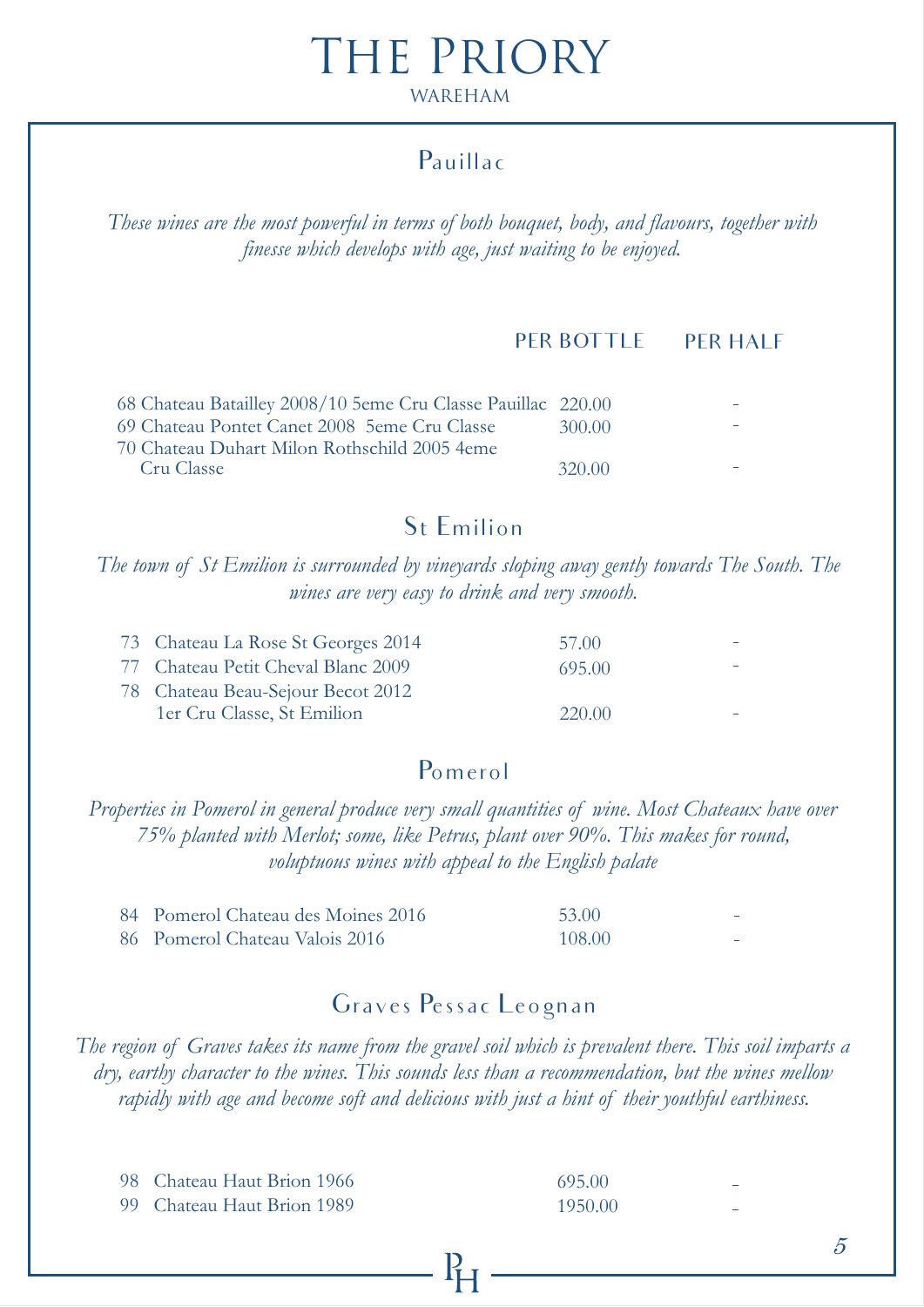# THE PRIORY

WAREHAM

## Pauillac

*These wines are the most powerful in terms of both bouquet, body, and flavours, together with finesse which develops with age, just waiting to be enjoyed.*

| | PER BOTTLE | PER HALF |
|---|---|---|
| 68 Chateau Batailley 2008/10 5eme Cru Classe Pauillac | 220.00 | - |
| 69 Chateau Pontet Canet 2008 5eme Cru Classe | 300.00 | - |
| 70 Chateau Duhart Milon Rothschild 2005 4eme Cru Classe | 320.00 | - |

## St Emilion

*The town of St Emilion is surrounded by vineyards sloping away gently towards The South. The wines are very easy to drink and very smooth.*

| | PER BOTTLE | PER HALF |
|---|---|---|
| 73 Chateau La Rose St Georges 2014 | 57.00 | - |
| 77 Chateau Petit Cheval Blanc 2009 | 695.00 | - |
| 78 Chateau Beau-Sejour Becot 2012 1er Cru Classe, St Emilion | 220.00 | - |

## Pomerol

*Properties in Pomerol in general produce very small quantities of wine. Most Chateaux have over 75% planted with Merlot; some, like Petrus, plant over 90%. This makes for round, voluptuous wines with appeal to the English palate*

| | PER BOTTLE | PER HALF |
|---|---|---|
| 84 Pomerol Chateau des Moines 2016 | 53.00 | - |
| 86 Pomerol Chateau Valois 2016 | 108.00 | - |

## Graves Pessac Leognan

*The region of Graves takes its name from the gravel soil which is prevalent there. This soil imparts a dry, earthy character to the wines. This sounds less than a recommendation, but the wines mellow rapidly with age and become soft and delicious with just a hint of their youthful earthiness.*

| | PER BOTTLE | PER HALF |
|---|---|---|
| 98 Chateau Haut Brion 1966 | 695.00 | - |
| 99 Chateau Haut Brion 1989 | 1950.00 | - |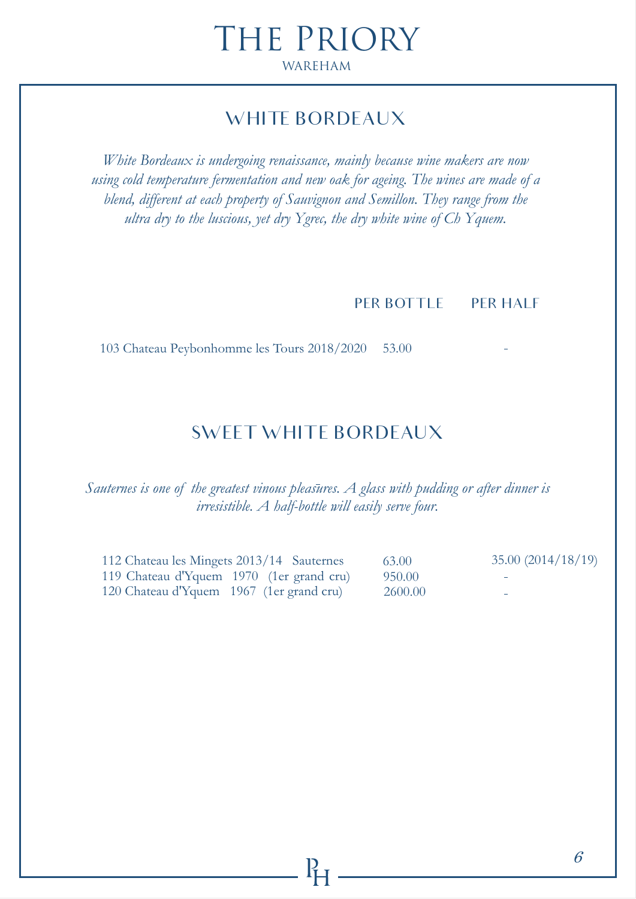# THE PRIORY

WAREHAM

## WHITE BORDEAUX

*White Bordeaux is undergoing renaissance, mainly because wine makers are now using cold temperature fermentation and new oak for ageing. The wines are made of a blend, different at each property of Sauvignon and Semillon. They range from the ultra dry to the luscious, yet dry Ygrec, the dry white wine of Ch Yquem.*

| | PER BOTTLE | PER HALF |
|---|---|---|
| 103 Chateau Peybonhomme les Tours 2018/2020 | 53.00 | - |

## SWEET WHITE BORDEAUX

*Sauternes is one of the greatest vinous pleasūres. A glass with pudding or after dinner is irresistible. A half-bottle will easily serve four.*

| | PER BOTTLE | PER HALF |
|---|---|---|
| 112 Chateau les Mingets 2013/14 Sauternes | 63.00 | 35.00 (2014/18/19) |
| 119 Chateau d'Yquem 1970 (1er grand cru) | 950.00 | - |
| 120 Chateau d'Yquem 1967 (1er grand cru) | 2600.00 | - |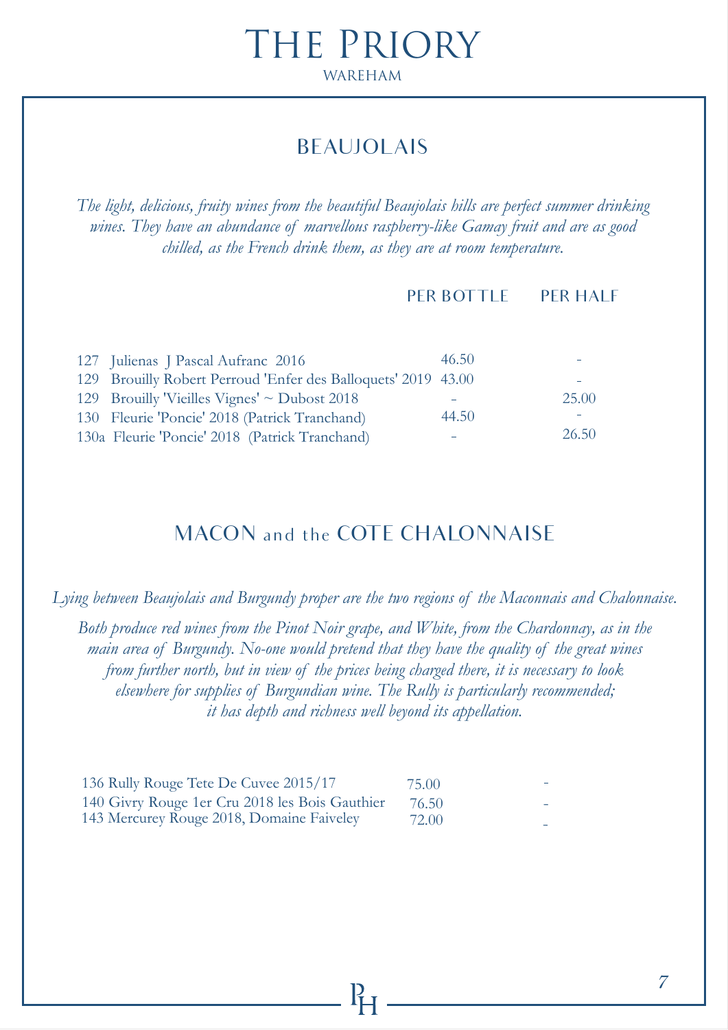# The Priory

WAREHAM

## BEAUJOLAIS

*The light, delicious, fruity wines from the beautiful Beaujolais hills are perfect summer drinking wines. They have an abundance of marvellous raspberry-like Gamay fruit and are as good chilled, as the French drink them, as they are at room temperature.*

| | PER BOTTLE | PER HALF |
|---|---|---|
| 127 Julienas J Pascal Aufranc 2016 | 46.50 | - |
| 129 Brouilly Robert Perroud 'Enfer des Balloquets' 2019 | 43.00 | - |
| 129 Brouilly 'Vieilles Vignes' ~ Dubost 2018 | - | 25.00 |
| 130 Fleurie 'Poncie' 2018 (Patrick Tranchand) | 44.50 | - |
| 130a Fleurie 'Poncie' 2018 (Patrick Tranchand) | - | 26.50 |

## MACON and the COTE CHALONNAISE

*Lying between Beaujolais and Burgundy proper are the two regions of the Maconnais and Chalonnaise.*

*Both produce red wines from the Pinot Noir grape, and White, from the Chardonnay, as in the main area of Burgundy. No-one would pretend that they have the quality of the great wines from further north, but in view of the prices being charged there, it is necessary to look elsewhere for supplies of Burgundian wine. The Rully is particularly recommended; it has depth and richness well beyond its appellation.*

| | PER BOTTLE | PER HALF |
|---|---|---|
| 136 Rully Rouge Tete De Cuvee 2015/17 | 75.00 | - |
| 140 Givry Rouge 1er Cru 2018 les Bois Gauthier | 76.50 | - |
| 143 Mercurey Rouge 2018, Domaine Faiveley | 72.00 | - |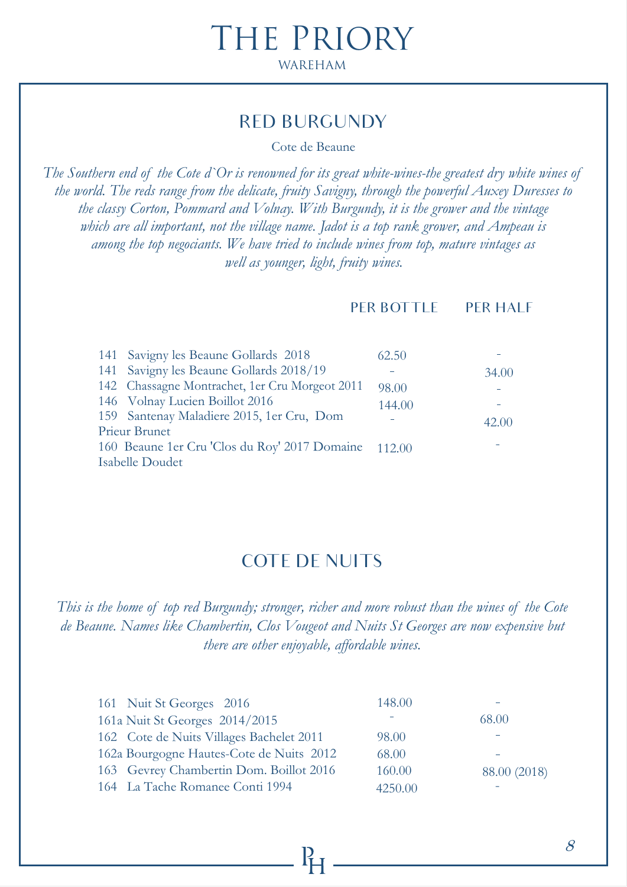# THE PRIORY

WAREHAM

## RED BURGUNDY

Cote de Beaune

*The Southern end of the Cote d`Or is renowned for its great white-wines-the greatest dry white wines of the world. The reds range from the delicate, fruity Savigny, through the powerful Auxey Duresses to the classy Corton, Pommard and Volnay. With Burgundy, it is the grower and the vintage which are all important, not the village name. Jadot is a top rank grower, and Ampeau is among the top negociants. We have tried to include wines from top, mature vintages as well as younger, light, fruity wines.*

| | PER BOTTLE | PER HALF |
|---|---|---|
| 141 Savigny les Beaune Gollards 2018 | 62.50 | - |
| 141 Savigny les Beaune Gollards 2018/19 | - | 34.00 |
| 142 Chassagne Montrachet, 1er Cru Morgeot 2011 | 98.00 | - |
| 146 Volnay Lucien Boillot 2016 | 144.00 | - |
| 159 Santenay Maladiere 2015, 1er Cru, Dom Prieur Brunet | - | 42.00 |
| 160 Beaune 1er Cru 'Clos du Roy' 2017 Domaine Isabelle Doudet | 112.00 | - |

## COTE DE NUITS

*This is the home of top red Burgundy; stronger, richer and more robust than the wines of the Cote de Beaune. Names like Chambertin, Clos Vougeot and Nuits St Georges are now expensive but there are other enjoyable, affordable wines.*

| | PER BOTTLE | PER HALF |
|---|---|---|
| 161 Nuit St Georges 2016 | 148.00 | - |
| 161a Nuit St Georges 2014/2015 | - | 68.00 |
| 162 Cote de Nuits Villages Bachelet 2011 | 98.00 | - |
| 162a Bourgogne Hautes-Cote de Nuits 2012 | 68.00 | - |
| 163 Gevrey Chambertin Dom. Boillot 2016 | 160.00 | 88.00 (2018) |
| 164 La Tache Romanee Conti 1994 | 4250.00 | - |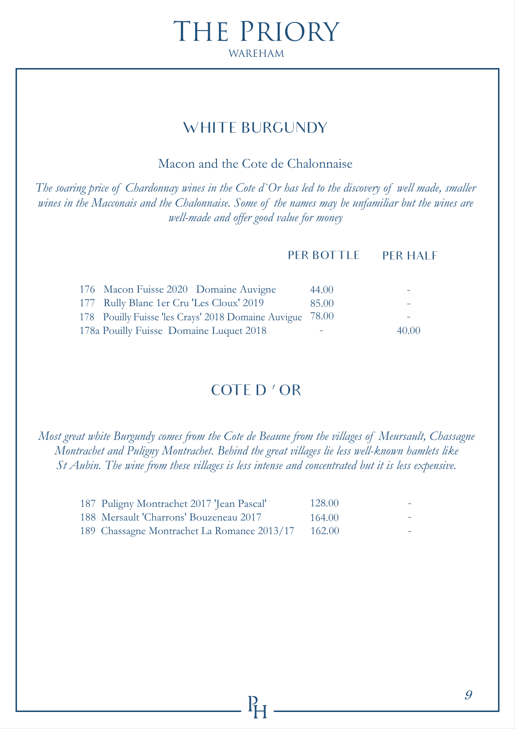# The Priory

WAREHAM

## WHITE BURGUNDY

### Macon and the Cote de Chalonnaise

*The soaring price of Chardonnay wines in the Cote d`Or has led to the discovery of well made, smaller wines in the Macconais and the Chalonnaise. Some of the names may be unfamiliar but the wines are well-made and offer good value for money*

| | PER BOTTLE | PER HALF |
|---|---|---|
| 176 Macon Fuisse 2020 Domaine Auvigne | 44.00 | - |
| 177 Rully Blanc 1er Cru 'Les Cloux' 2019 | 85.00 | - |
| 178 Pouilly Fuisse 'les Crays' 2018 Domaine Auvigue | 78.00 | - |
| 178a Pouilly Fuisse Domaine Luquet 2018 | - | 40.00 |

## COTE D ' OR

*Most great white Burgundy comes from the Cote de Beaune from the villages of Meursault, Chassagne Montrachet and Puligny Montrachet. Behind the great villages lie less well-known hamlets like St Aubin. The wine from these villages is less intense and concentrated but it is less expensive.*

| | PER BOTTLE | PER HALF |
|---|---|---|
| 187 Puligny Montrachet 2017 'Jean Pascal' | 128.00 | - |
| 188 Mersault 'Charrons' Bouzeneau 2017 | 164.00 | - |
| 189 Chassagne Montrachet La Romanee 2013/17 | 162.00 | - |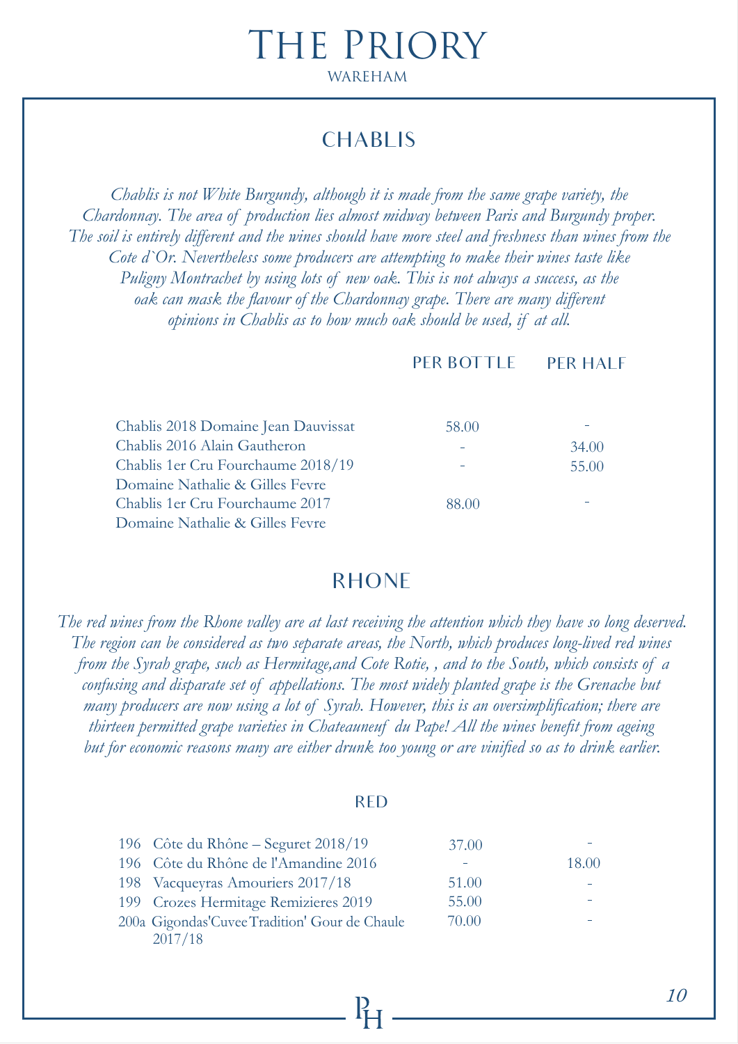# The Priory

WAREHAM

## CHABLIS

*Chablis is not White Burgundy, although it is made from the same grape variety, the Chardonnay. The area of production lies almost midway between Paris and Burgundy proper. The soil is entirely different and the wines should have more steel and freshness than wines from the Cote d`Or. Nevertheless some producers are attempting to make their wines taste like Puligny Montrachet by using lots of new oak. This is not always a success, as the oak can mask the flavour of the Chardonnay grape. There are many different opinions in Chablis as to how much oak should be used, if at all.*

| | PER BOTTLE | PER HALF |
|---|---|---|
| Chablis 2018 Domaine Jean Dauvissat | 58.00 | - |
| Chablis 2016 Alain Gautheron | - | 34.00 |
| Chablis 1er Cru Fourchaume 2018/19 Domaine Nathalie & Gilles Fevre | - | 55.00 |
| Chablis 1er Cru Fourchaume 2017 Domaine Nathalie & Gilles Fevre | 88.00 | - |

## RHONE

*The red wines from the Rhone valley are at last receiving the attention which they have so long deserved. The region can be considered as two separate areas, the North, which produces long-lived red wines from the Syrah grape, such as Hermitage,and Cote Rotie, , and to the South, which consists of a confusing and disparate set of appellations. The most widely planted grape is the Grenache but many producers are now using a lot of Syrah. However, this is an oversimplification; there are thirteen permitted grape varieties in Chateauneuf du Pape! All the wines benefit from ageing but for economic reasons many are either drunk too young or are vinified so as to drink earlier.*

### RED

| | PER BOTTLE | PER HALF |
|---|---|---|
| 196 Côte du Rhône – Seguret 2018/19 | 37.00 | - |
| 196 Côte du Rhône de l'Amandine 2016 | - | 18.00 |
| 198 Vacqueyras Amouriers 2017/18 | 51.00 | - |
| 199 Crozes Hermitage Remizieres 2019 | 55.00 | - |
| 200a Gigondas'CuveeTradition' Gour de Chaule 2017/18 | 70.00 | - |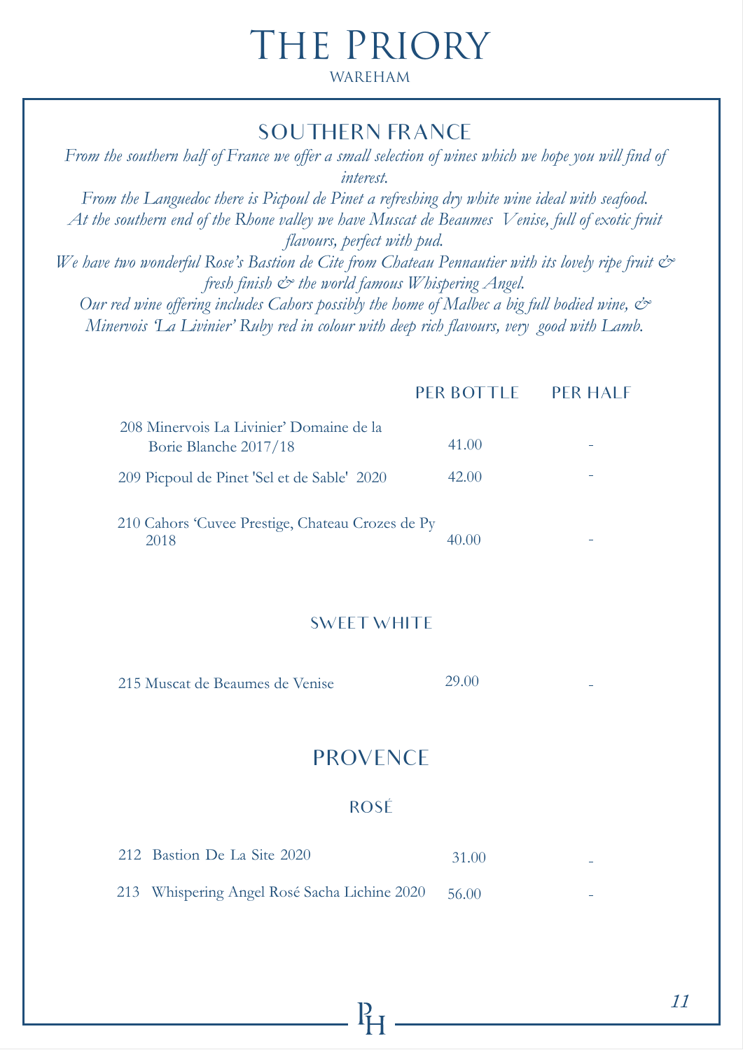# The Priory

WAREHAM

## SOUTHERN FRANCE

*From the southern half of France we offer a small selection of wines which we hope you will find of interest.*

*From the Languedoc there is Picpoul de Pinet a refreshing dry white wine ideal with seafood.*

*At the southern end of the Rhone valley we have Muscat de Beaumes Venise, full of exotic fruit flavours, perfect with pud.*

*We have two wonderful Rose's Bastion de Cite from Chateau Pennautier with its lovely ripe fruit & fresh finish & the world famous Whispering Angel.*

*Our red wine offering includes Cahors possibly the home of Malbec a big full bodied wine, & Minervois 'La Livinier' Ruby red in colour with deep rich flavours, very good with Lamb.*

| | PER BOTTLE | PER HALF |
|---|---|---|
| 208 Minervois La Livinier' Domaine de la Borie Blanche 2017/18 | 41.00 | - |
| 209 Picpoul de Pinet 'Sel et de Sable' 2020 | 42.00 | - |
| 210 Cahors 'Cuvee Prestige, Chateau Crozes de Py 2018 | 40.00 | - |

### SWEET WHITE

| | PER BOTTLE | PER HALF |
|---|---|---|
| 215 Muscat de Beaumes de Venise | 29.00 | - |

## PROVENCE

### ROSÉ

| | PER BOTTLE | PER HALF |
|---|---|---|
| 212 Bastion De La Site 2020 | 31.00 | - |
| 213 Whispering Angel Rosé Sacha Lichine 2020 | 56.00 | - |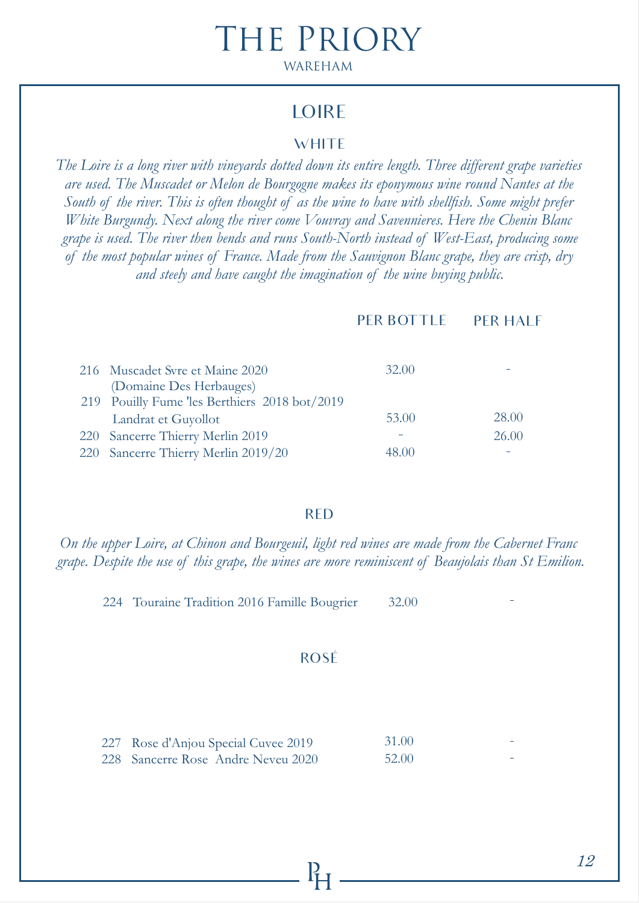# The Priory

WAREHAM

## LOIRE

### WHITE

*The Loire is a long river with vineyards dotted down its entire length. Three different grape varieties are used. The Muscadet or Melon de Bourgogne makes its eponymous wine round Nantes at the South of the river. This is often thought of as the wine to have with shellfish. Some might prefer White Burgundy. Next along the river come Vouvray and Savennieres. Here the Chenin Blanc grape is used. The river then bends and runs South-North instead of West-East, producing some of the most popular wines of France. Made from the Sauvignon Blanc grape, they are crisp, dry and steely and have caught the imagination of the wine buying public.*

| | | PER BOTTLE | PER HALF |
|---|---|---|---|
| 216 | Muscadet Svre et Maine 2020 (Domaine Des Herbauges) | 32.00 | - |
| 219 | Pouilly Fume 'les Berthiers 2018 bot/2019 Landrat et Guyollot | 53.00 | 28.00 |
| 220 | Sancerre Thierry Merlin 2019 | - | 26.00 |
| 220 | Sancerre Thierry Merlin 2019/20 | 48.00 | - |

### RED

*On the upper Loire, at Chinon and Bourgeuil, light red wines are made from the Cabernet Franc grape. Despite the use of this grape, the wines are more reminiscent of Beaujolais than St Emilion.*

| | | PER BOTTLE | PER HALF |
|---|---|---|---|
| 224 | Touraine Tradition 2016 Famille Bougrier | 32.00 | - |

### ROSÉ

| | | PER BOTTLE | PER HALF |
|---|---|---|---|
| 227 | Rose d'Anjou Special Cuvee 2019 | 31.00 | - |
| 228 | Sancerre Rose Andre Neveu 2020 | 52.00 | - |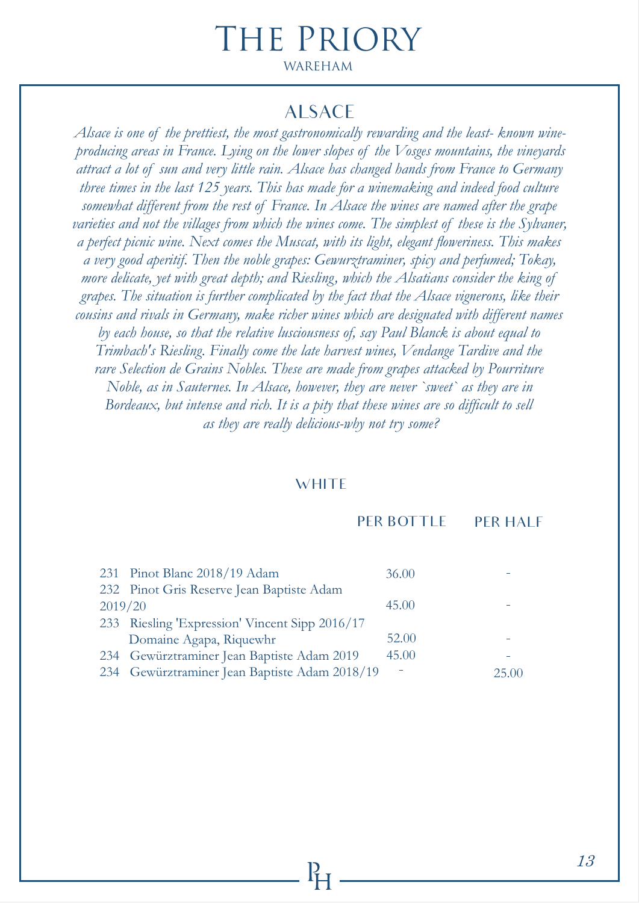# The Priory

WAREHAM

## ALSACE

*Alsace is one of the prettiest, the most gastronomically rewarding and the least- known wine-producing areas in France. Lying on the lower slopes of the Vosges mountains, the vineyards attract a lot of sun and very little rain. Alsace has changed hands from France to Germany three times in the last 125 years. This has made for a winemaking and indeed food culture somewhat different from the rest of France. In Alsace the wines are named after the grape varieties and not the villages from which the wines come. The simplest of these is the Sylvaner, a perfect picnic wine. Next comes the Muscat, with its light, elegant floweriness. This makes a very good aperitif. Then the noble grapes: Gewurztraminer, spicy and perfumed; Tokay, more delicate, yet with great depth; and Riesling, which the Alsatians consider the king of grapes. The situation is further complicated by the fact that the Alsace vignerons, like their cousins and rivals in Germany, make richer wines which are designated with different names by each house, so that the relative lusciousness of, say Paul Blanck is about equal to Trimbach's Riesling. Finally come the late harvest wines, Vendange Tardive and the rare Selection de Grains Nobles. These are made from grapes attacked by Pourriture Noble, as in Sauternes. In Alsace, however, they are never `sweet` as they are in Bordeaux, but intense and rich. It is a pity that these wines are so difficult to sell as they are really delicious-why not try some?*

### WHITE

| | PER BOTTLE | PER HALF |
|---|---|---|
| 231 Pinot Blanc 2018/19 Adam | 36.00 | - |
| 232 Pinot Gris Reserve Jean Baptiste Adam 2019/20 | 45.00 | - |
| 233 Riesling 'Expression' Vincent Sipp 2016/17 Domaine Agapa, Riquewhr | 52.00 | - |
| 234 Gewürztraminer Jean Baptiste Adam 2019 | 45.00 | - |
| 234 Gewürztraminer Jean Baptiste Adam 2018/19 | - | 25.00 |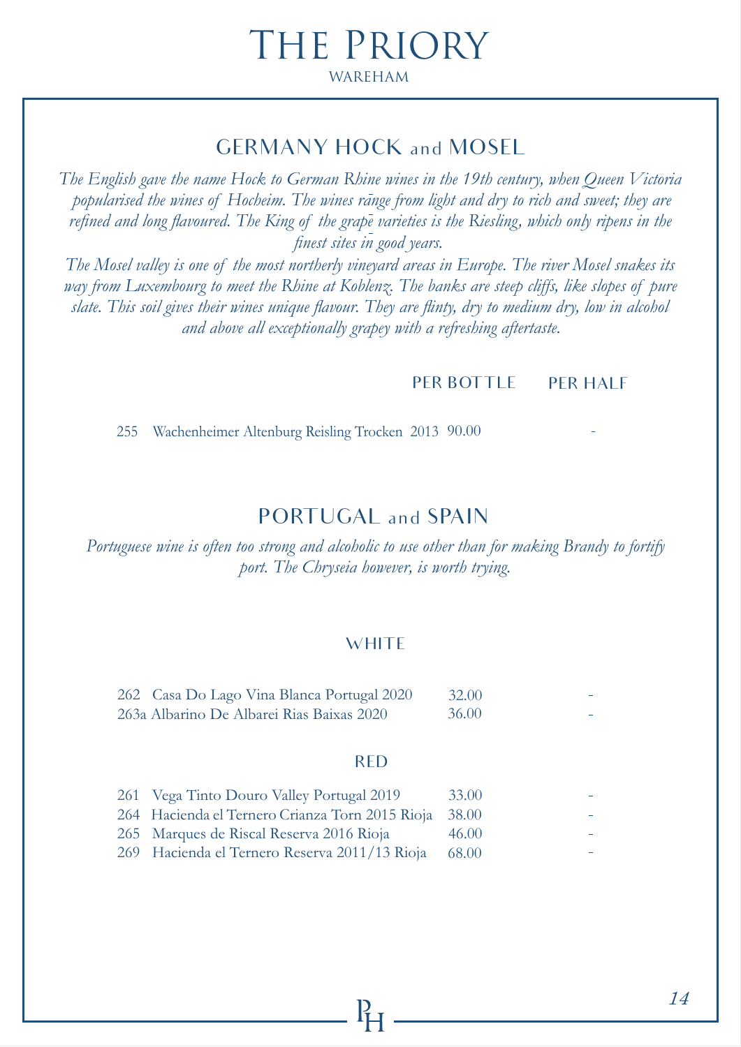# The Priory

WAREHAM

## GERMANY HOCK and MOSEL

*The English gave the name Hock to German Rhine wines in the 19th century, when Queen Victoria popularised the wines of Hocheim. The wines range from light and dry to rich and sweet; they are refined and long flavoured. The King of the grape varieties is the Riesling, which only ripens in the finest sites in good years.*

*The Mosel valley is one of the most northerly vineyard areas in Europe. The river Mosel snakes its way from Luxembourg to meet the Rhine at Koblenz. The banks are steep cliffs, like slopes of pure slate. This soil gives their wines unique flavour. They are flinty, dry to medium dry, low in alcohol and above all exceptionally grapey with a refreshing aftertaste.*

| | PER BOTTLE | PER HALF |
|---|---|---|
| 255 Wachenheimer Altenburg Reisling Trocken 2013 | 90.00 | - |

## PORTUGAL and SPAIN

*Portuguese wine is often too strong and alcoholic to use other than for making Brandy to fortify port. The Chryseia however, is worth trying.*

### WHITE

| | | |
|---|---|---|
| 262 Casa Do Lago Vina Blanca Portugal 2020 | 32.00 | - |
| 263a Albarino De Albarei Rias Baixas 2020 | 36.00 | - |

### RED

| | | |
|---|---|---|
| 261 Vega Tinto Douro Valley Portugal 2019 | 33.00 | - |
| 264 Hacienda el Ternero Crianza Torn 2015 Rioja | 38.00 | - |
| 265 Marques de Riscal Reserva 2016 Rioja | 46.00 | - |
| 269 Hacienda el Ternero Reserva 2011/13 Rioja | 68.00 | - |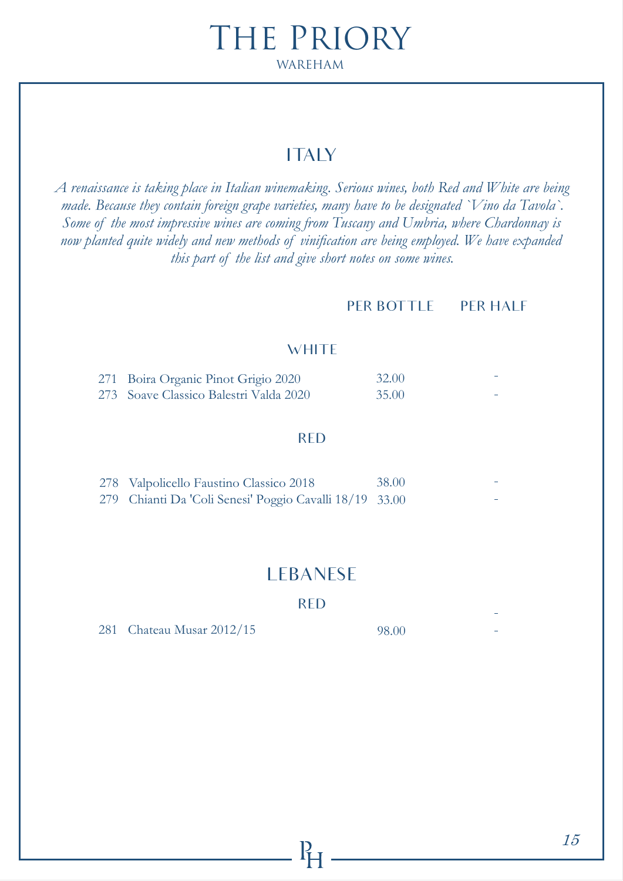# The Priory
WAREHAM

## ITALY

*A renaissance is taking place in Italian winemaking. Serious wines, both Red and White are being made. Because they contain foreign grape varieties, many have to be designated `Vino da Tavola`. Some of the most impressive wines are coming from Tuscany and Umbria, where Chardonnay is now planted quite widely and new methods of vinification are being employed. We have expanded this part of the list and give short notes on some wines.*

| | | PER BOTTLE | PER HALF |
|---|---|---|---|
| | **WHITE** | | |
| 271 | Boira Organic Pinot Grigio 2020 | 32.00 | - |
| 273 | Soave Classico Balestri Valda 2020 | 35.00 | - |
| | **RED** | | |
| 278 | Valpolicello Faustino Classico 2018 | 38.00 | - |
| 279 | Chianti Da 'Coli Senesi' Poggio Cavalli 18/19 | 33.00 | - |

## LEBANESE

| | | PER BOTTLE | PER HALF |
|---|---|---|---|
| | **RED** | | - |
| 281 | Chateau Musar 2012/15 | 98.00 | - |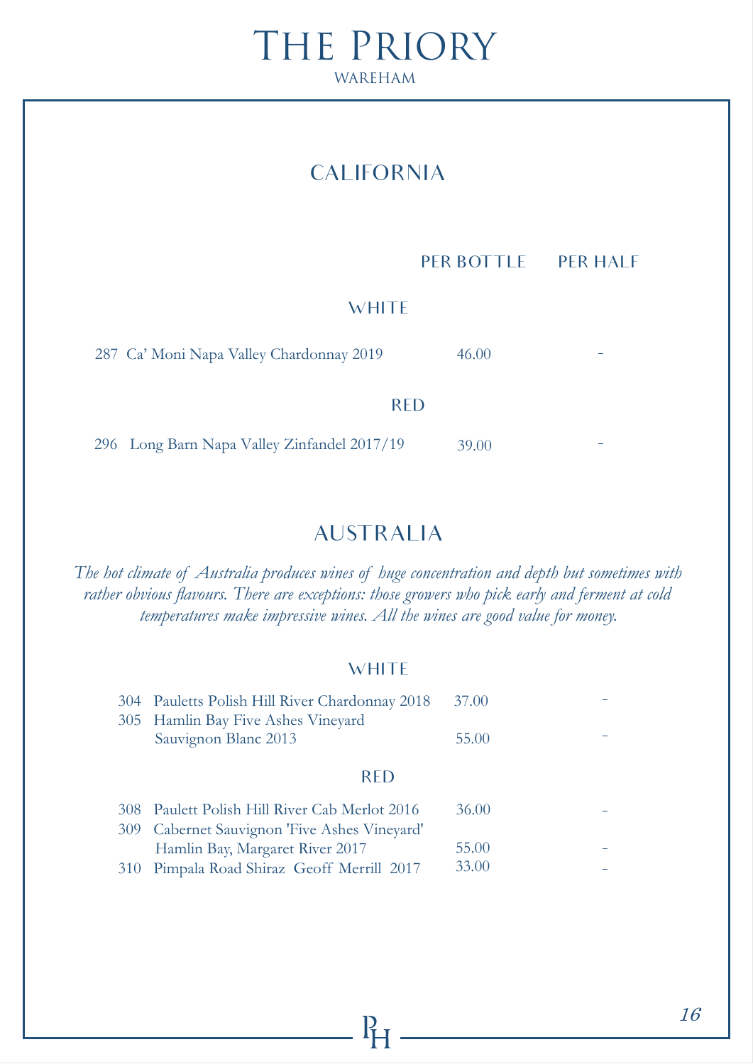# THE PRIORY

WAREHAM

## CALIFORNIA

| | PER BOTTLE | PER HALF |
|---|---|---|
| **WHITE** | | |
| 287 Ca' Moni Napa Valley Chardonnay 2019 | 46.00 | - |
| **RED** | | |
| 296 Long Barn Napa Valley Zinfandel 2017/19 | 39.00 | - |

## AUSTRALIA

*The hot climate of Australia produces wines of huge concentration and depth but sometimes with rather obvious flavours. There are exceptions: those growers who pick early and ferment at cold temperatures make impressive wines. All the wines are good value for money.*

| | PER BOTTLE | PER HALF |
|---|---|---|
| **WHITE** | | |
| 304 Pauletts Polish Hill River Chardonnay 2018 | 37.00 | - |
| 305 Hamlin Bay Five Ashes Vineyard Sauvignon Blanc 2013 | 55.00 | - |
| **RED** | | |
| 308 Paulett Polish Hill River Cab Merlot 2016 | 36.00 | - |
| 309 Cabernet Sauvignon 'Five Ashes Vineyard' Hamlin Bay, Margaret River 2017 | 55.00 | - |
| 310 Pimpala Road Shiraz Geoff Merrill 2017 | 33.00 | - |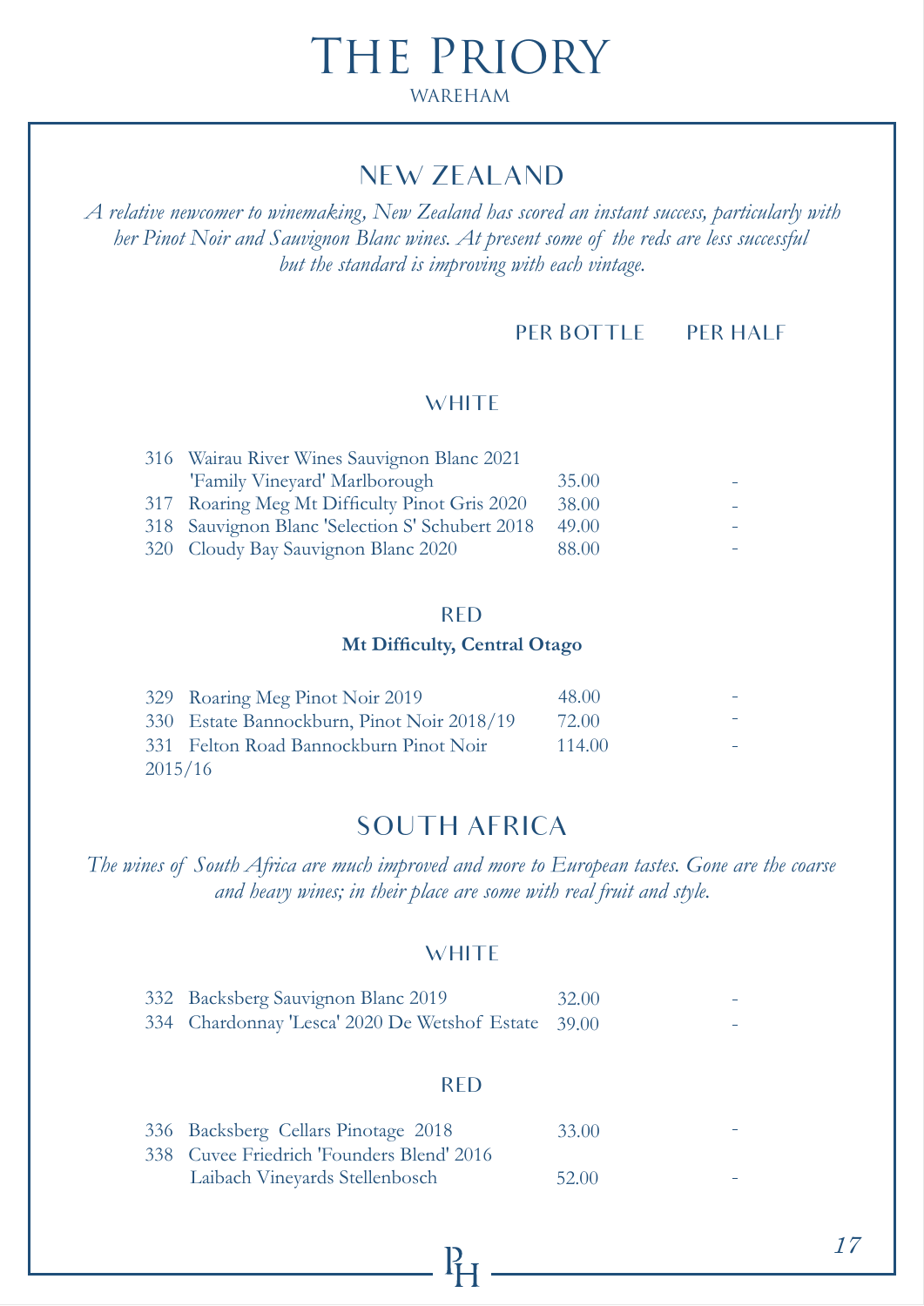# THE PRIORY

WAREHAM

## NEW ZEALAND

*A relative newcomer to winemaking, New Zealand has scored an instant success, particularly with her Pinot Noir and Sauvignon Blanc wines. At present some of the reds are less successful but the standard is improving with each vintage.*

### WHITE

| | | PER BOTTLE | PER HALF |
|---|---|---|---|
| 316 | Wairau River Wines Sauvignon Blanc 2021 'Family Vineyard' Marlborough | 35.00 | - |
| 317 | Roaring Meg Mt Difficulty Pinot Gris 2020 | 38.00 | - |
| 318 | Sauvignon Blanc 'Selection S' Schubert 2018 | 49.00 | - |
| 320 | Cloudy Bay Sauvignon Blanc 2020 | 88.00 | - |

### RED

**Mt Difficulty, Central Otago**

| | | PER BOTTLE | PER HALF |
|---|---|---|---|
| 329 | Roaring Meg Pinot Noir 2019 | 48.00 | - |
| 330 | Estate Bannockburn, Pinot Noir 2018/19 | 72.00 | - |
| 331 | Felton Road Bannockburn Pinot Noir 2015/16 | 114.00 | - |

## SOUTH AFRICA

*The wines of South Africa are much improved and more to European tastes. Gone are the coarse and heavy wines; in their place are some with real fruit and style.*

### WHITE

| | | PER BOTTLE | PER HALF |
|---|---|---|---|
| 332 | Backsberg Sauvignon Blanc 2019 | 32.00 | - |
| 334 | Chardonnay 'Lesca' 2020 De Wetshof Estate | 39.00 | - |

### RED

| | | PER BOTTLE | PER HALF |
|---|---|---|---|
| 336 | Backsberg Cellars Pinotage 2018 | 33.00 | - |
| 338 | Cuvee Friedrich 'Founders Blend' 2016 Laibach Vineyards Stellenbosch | 52.00 | - |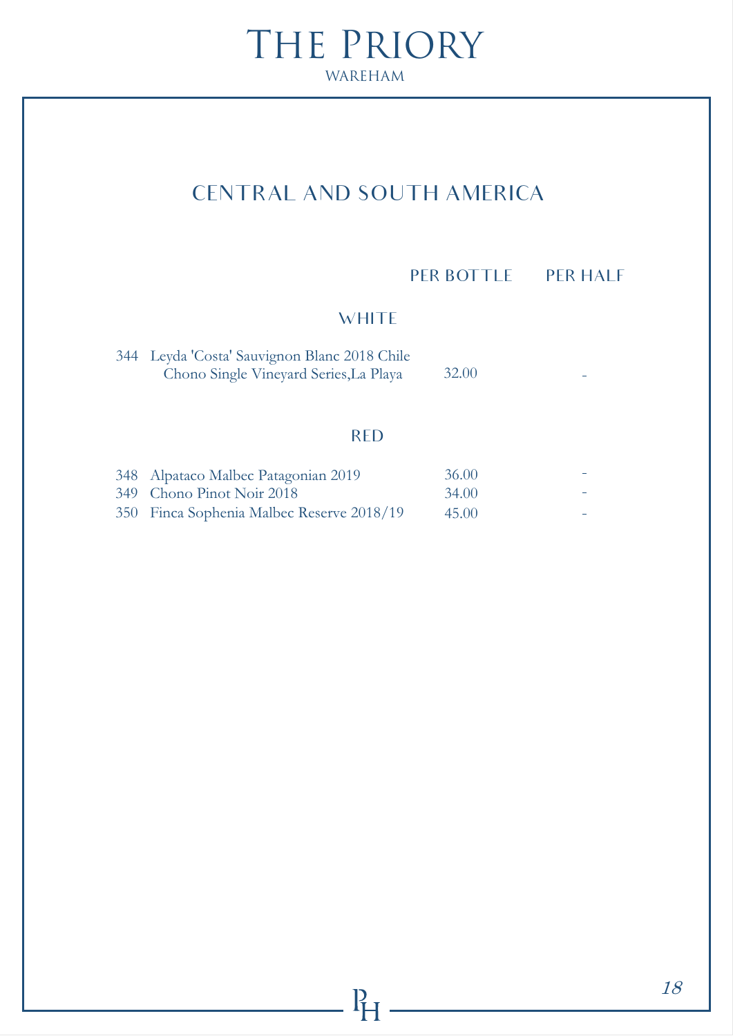# The Priory

WAREHAM

## CENTRAL AND SOUTH AMERICA

| | | PER BOTTLE | PER HALF |
|---|---|---|---|
| | **WHITE** | | |
| 344 | Leyda 'Costa' Sauvignon Blanc 2018 Chile<br>Chono Single Vineyard Series,La Playa | 32.00 | - |
| | **RED** | | |
| 348 | Alpataco Malbec Patagonian 2019 | 36.00 | - |
| 349 | Chono Pinot Noir 2018 | 34.00 | - |
| 350 | Finca Sophenia Malbec Reserve 2018/19 | 45.00 | - |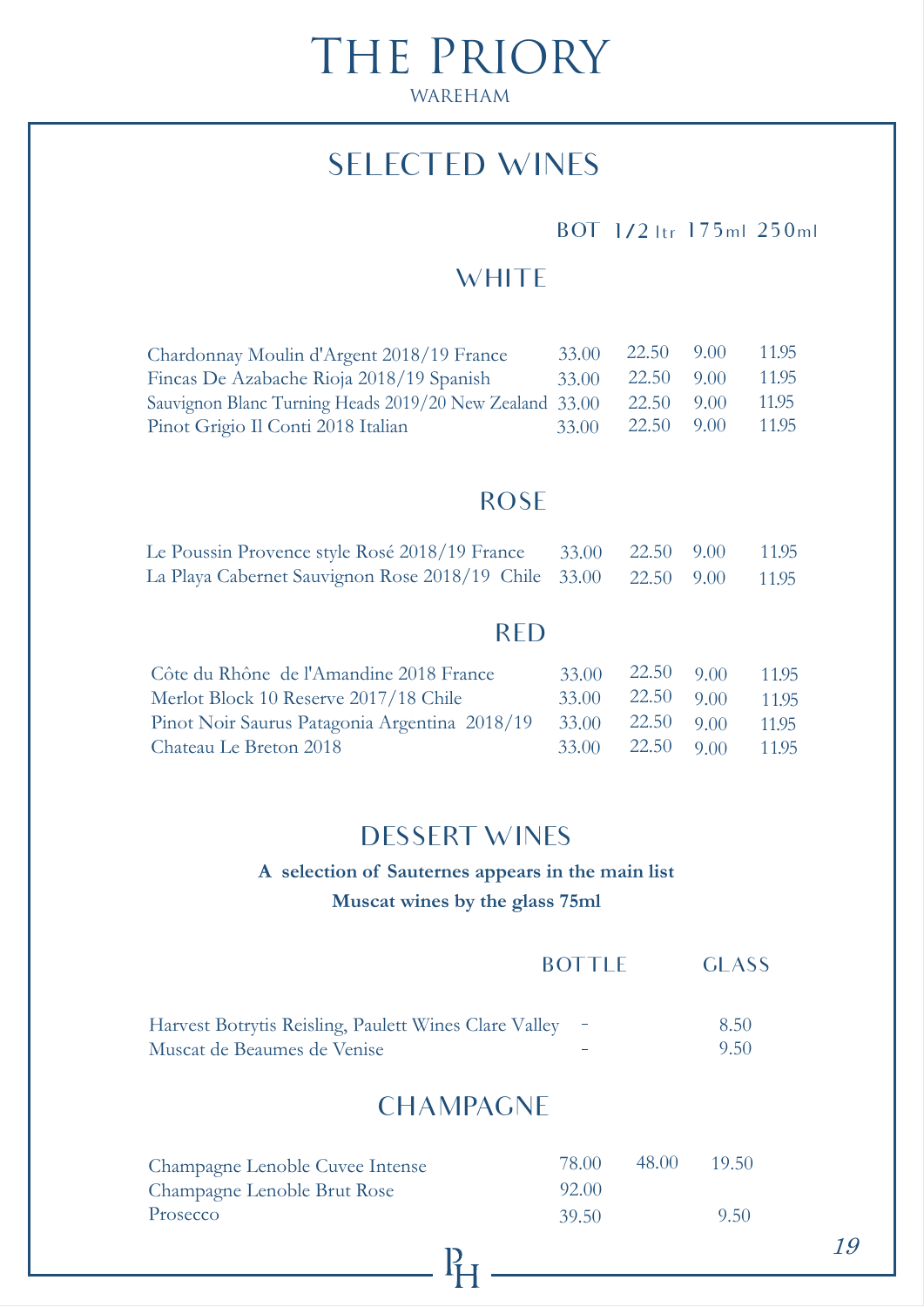# The Priory

WAREHAM

## SELECTED WINES

### WHITE

| | BOT | 1/2 ltr | 175ml | 250ml |
|---|---|---|---|---|
| Chardonnay Moulin d'Argent 2018/19 France | 33.00 | 22.50 | 9.00 | 11.95 |
| Fincas De Azabache Rioja 2018/19 Spanish | 33.00 | 22.50 | 9.00 | 11.95 |
| Sauvignon Blanc Turning Heads 2019/20 New Zealand | 33.00 | 22.50 | 9.00 | 11.95 |
| Pinot Grigio Il Conti 2018 Italian | 33.00 | 22.50 | 9.00 | 11.95 |

### ROSE

| | BOT | 1/2 ltr | 175ml | 250ml |
|---|---|---|---|---|
| Le Poussin Provence style Rosé 2018/19 France | 33.00 | 22.50 | 9.00 | 11.95 |
| La Playa Cabernet Sauvignon Rose 2018/19 Chile | 33.00 | 22.50 | 9.00 | 11.95 |

### RED

| | BOT | 1/2 ltr | 175ml | 250ml |
|---|---|---|---|---|
| Côte du Rhône de l'Amandine 2018 France | 33.00 | 22.50 | 9.00 | 11.95 |
| Merlot Block 10 Reserve 2017/18 Chile | 33.00 | 22.50 | 9.00 | 11.95 |
| Pinot Noir Saurus Patagonia Argentina 2018/19 | 33.00 | 22.50 | 9.00 | 11.95 |
| Chateau Le Breton 2018 | 33.00 | 22.50 | 9.00 | 11.95 |

## DESSERT WINES

**A selection of Sauternes appears in the main list**

**Muscat wines by the glass 75ml**

| | BOTTLE | GLASS |
|---|---|---|
| Harvest Botrytis Reisling, Paulett Wines Clare Valley | - | 8.50 |
| Muscat de Beaumes de Venise | - | 9.50 |

## CHAMPAGNE

| | BOT | 1/2 ltr | 175ml |
|---|---|---|---|
| Champagne Lenoble Cuvee Intense | 78.00 | 48.00 | 19.50 |
| Champagne Lenoble Brut Rose | 92.00 | | |
| Prosecco | 39.50 | | 9.50 |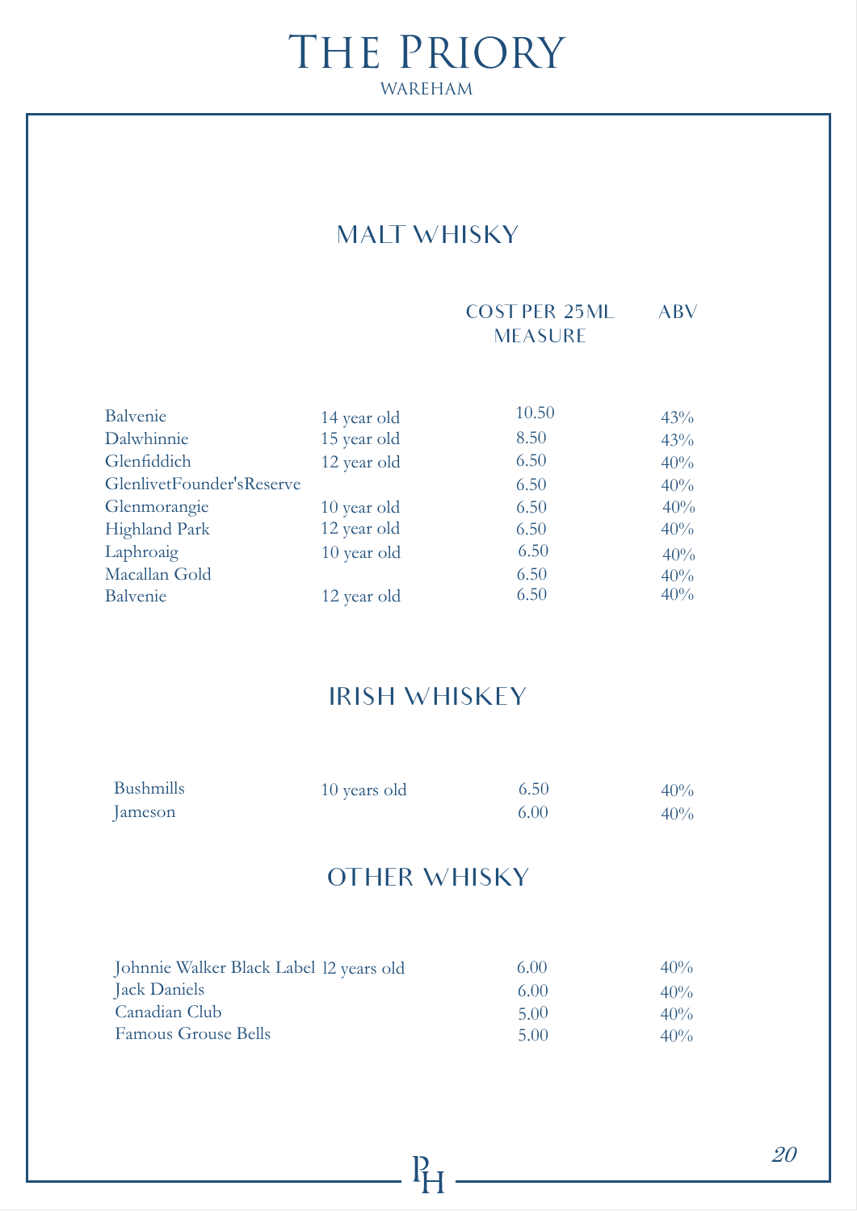# The Priory

WAREHAM

## MALT WHISKY

| | | COST PER 25ML MEASURE | ABV |
|---|---|---|---|
| Balvenie | 14 year old | 10.50 | 43% |
| Dalwhinnie | 15 year old | 8.50 | 43% |
| Glenfiddich | 12 year old | 6.50 | 40% |
| GlenlivetFounder'sReserve | | 6.50 | 40% |
| Glenmorangie | 10 year old | 6.50 | 40% |
| Highland Park | 12 year old | 6.50 | 40% |
| Laphroaig | 10 year old | 6.50 | 40% |
| Macallan Gold | | 6.50 | 40% |
| Balvenie | 12 year old | 6.50 | 40% |

## IRISH WHISKEY

| | | | |
|---|---|---|---|
| Bushmills | 10 years old | 6.50 | 40% |
| Jameson | | 6.00 | 40% |

## OTHER WHISKY

| | | | |
|---|---|---|---|
| Johnnie Walker Black Label | 12 years old | 6.00 | 40% |
| Jack Daniels | | 6.00 | 40% |
| Canadian Club | | 5.00 | 40% |
| Famous Grouse Bells | | 5.00 | 40% |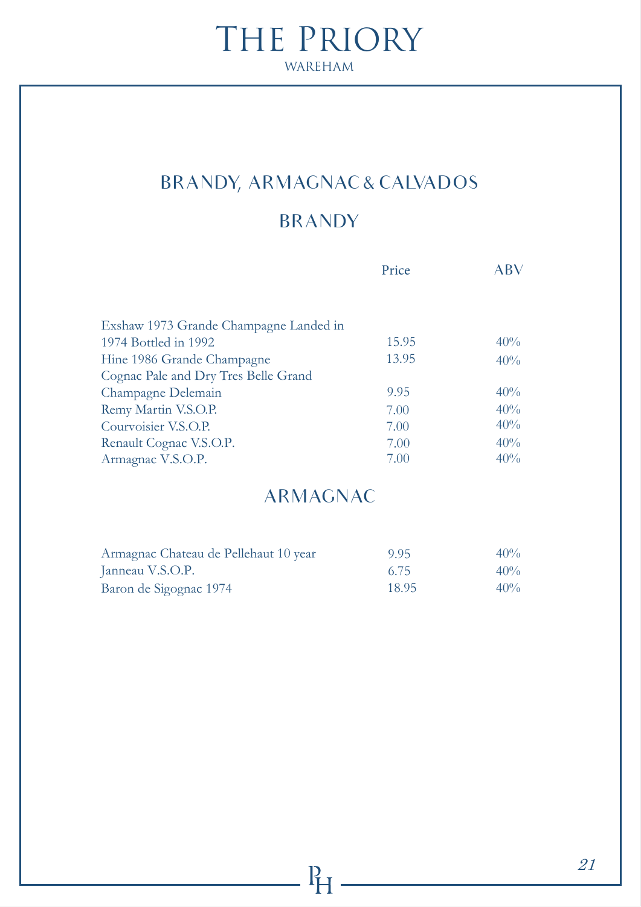# THE PRIORY

WAREHAM

## BRANDY, ARMAGNAC & CALVADOS

### BRANDY

| | Price | ABV |
|---|---|---|
| Exshaw 1973 Grande Champagne Landed in 1974 Bottled in 1992 | 15.95 | 40% |
| Hine 1986 Grande Champagne | 13.95 | 40% |
| Cognac Pale and Dry Tres Belle Grand Champagne Delemain | 9.95 | 40% |
| Remy Martin V.S.O.P. | 7.00 | 40% |
| Courvoisier V.S.O.P. | 7.00 | 40% |
| Renault Cognac V.S.O.P. | 7.00 | 40% |
| Armagnac V.S.O.P. | 7.00 | 40% |

### ARMAGNAC

| | Price | ABV |
|---|---|---|
| Armagnac Chateau de Pellehaut 10 year | 9.95 | 40% |
| Janneau V.S.O.P. | 6.75 | 40% |
| Baron de Sigognac 1974 | 18.95 | 40% |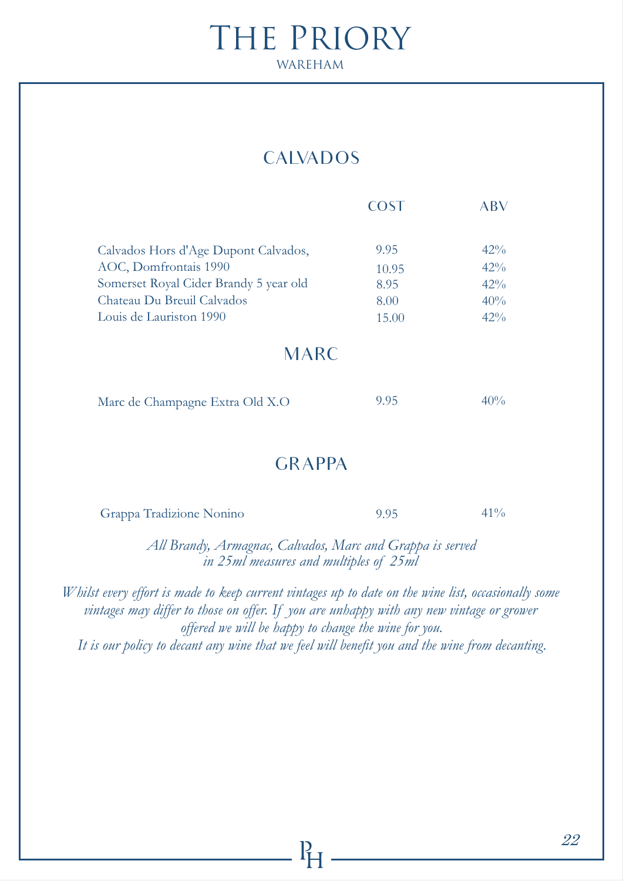# The Priory

WAREHAM

## CALVADOS

| | COST | ABV |
|---|---|---|
| Calvados Hors d'Age Dupont Calvados, | 9.95 | 42% |
| AOC, Domfrontais 1990 | 10.95 | 42% |
| Somerset Royal Cider Brandy 5 year old | 8.95 | 42% |
| Chateau Du Breuil Calvados | 8.00 | 40% |
| Louis de Lauriston 1990 | 15.00 | 42% |

## MARC

| | COST | ABV |
|---|---|---|
| Marc de Champagne Extra Old X.O | 9.95 | 40% |

## GRAPPA

| | COST | ABV |
|---|---|---|
| Grappa Tradizione Nonino | 9.95 | 41% |

*All Brandy, Armagnac, Calvados, Marc and Grappa is served in 25ml measures and multiples of 25ml*

*Whilst every effort is made to keep current vintages up to date on the wine list, occasionally some vintages may differ to those on offer. If you are unhappy with any new vintage or grower offered we will be happy to change the wine for you.*
*It is our policy to decant any wine that we feel will benefit you and the wine from decanting.*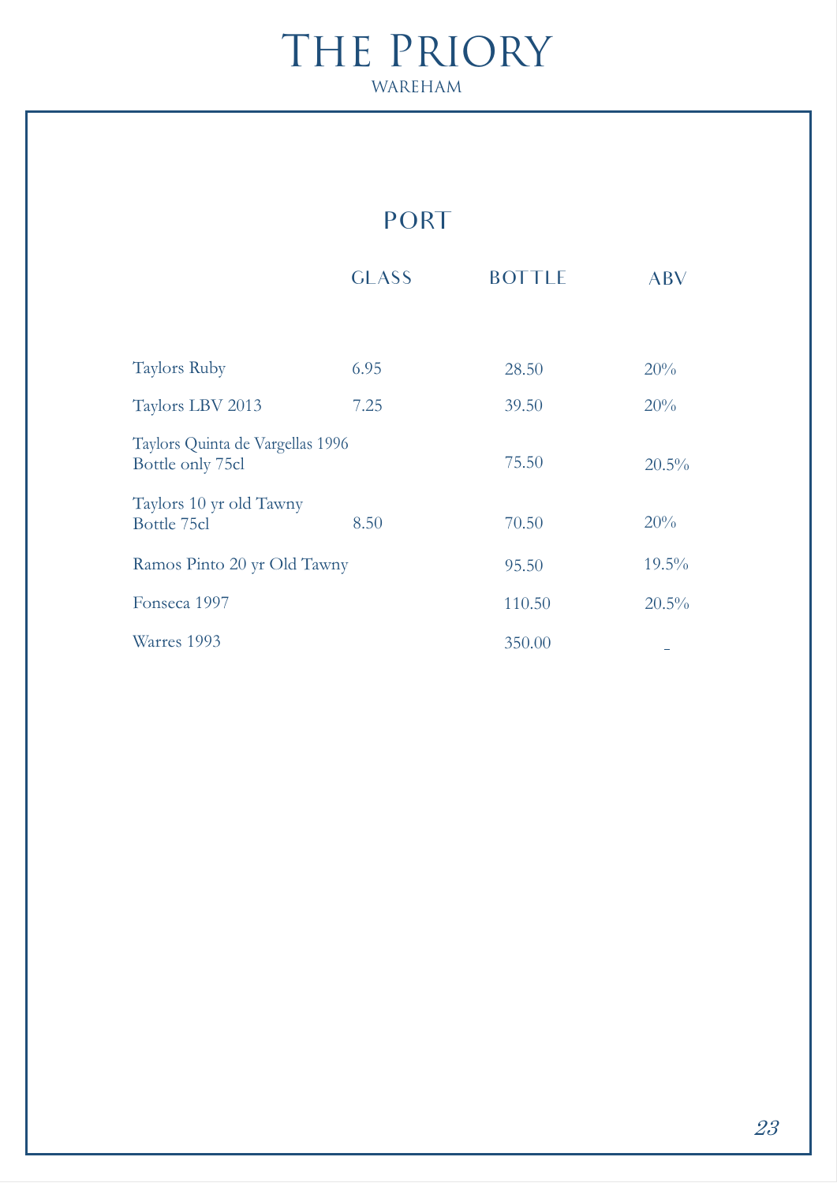# The Priory

WAREHAM

## PORT

| | GLASS | BOTTLE | ABV |
|---|---|---|---|
| Taylors Ruby | 6.95 | 28.50 | 20% |
| Taylors LBV 2013 | 7.25 | 39.50 | 20% |
| Taylors Quinta de Vargellas 1996 Bottle only 75cl | | 75.50 | 20.5% |
| Taylors 10 yr old Tawny Bottle 75cl | 8.50 | 70.50 | 20% |
| Ramos Pinto 20 yr Old Tawny | | 95.50 | 19.5% |
| Fonseca 1997 | | 110.50 | 20.5% |
| Warres 1993 | | 350.00 | - |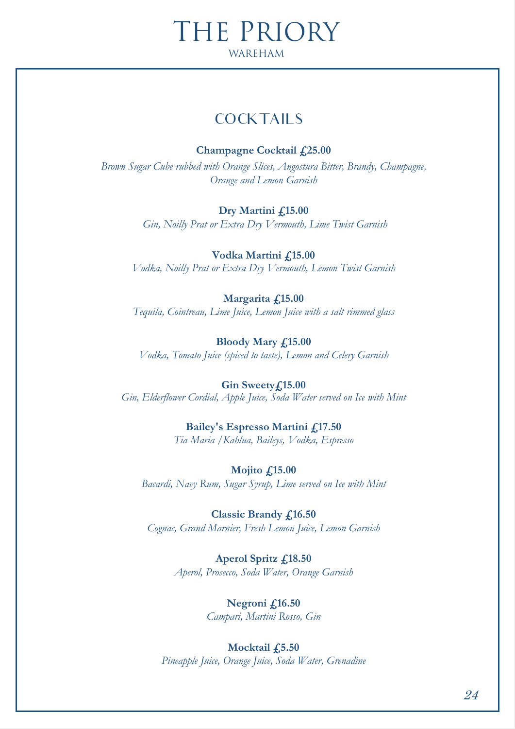# The Priory

WAREHAM

## COCKTAILS

**Champagne Cocktail £25.00**
*Brown Sugar Cube rubbed with Orange Slices, Angostura Bitter, Brandy, Champagne, Orange and Lemon Garnish*

**Dry Martini £15.00**
*Gin, Noilly Prat or Extra Dry Vermouth, Lime Twist Garnish*

**Vodka Martini £15.00**
*Vodka, Noilly Prat or Extra Dry Vermouth, Lemon Twist Garnish*

**Margarita £15.00**
*Tequila, Cointreau, Lime Juice, Lemon Juice with a salt rimmed glass*

**Bloody Mary £15.00**
*Vodka, Tomato Juice (spiced to taste), Lemon and Celery Garnish*

**Gin Sweety£15.00**
*Gin, Elderflower Cordial, Apple Juice, Soda Water served on Ice with Mint*

**Bailey's Espresso Martini £17.50**
*Tia Maria /Kahlua, Baileys, Vodka, Espresso*

**Mojito £15.00**
*Bacardi, Navy Rum, Sugar Syrup, Lime served on Ice with Mint*

**Classic Brandy £16.50**
*Cognac, Grand Marnier, Fresh Lemon Juice, Lemon Garnish*

**Aperol Spritz £18.50**
*Aperol, Prosecco, Soda Water, Orange Garnish*

**Negroni £16.50**
*Campari, Martini Rosso, Gin*

**Mocktail £5.50**
*Pineapple Juice, Orange Juice, Soda Water, Grenadine*